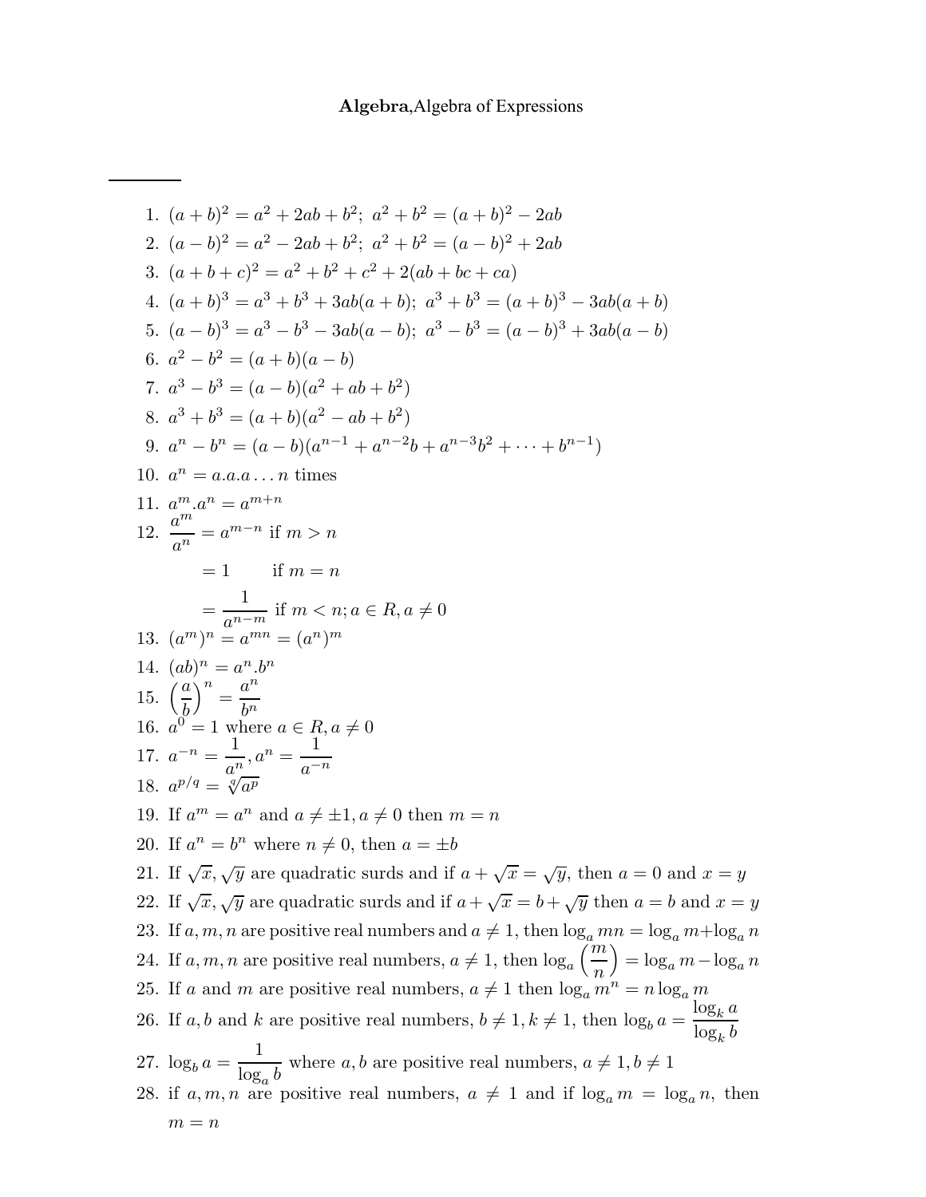# **Algebra**, Algebra of Expressions

---

1. $(a+b)^2 = a^2 + 2ab + b^2;\ a^2 + b^2 = (a+b)^2 - 2ab$
2. $(a-b)^2 = a^2 - 2ab + b^2;\ a^2 + b^2 = (a-b)^2 + 2ab$
3. $(a+b+c)^2 = a^2 + b^2 + c^2 + 2(ab + bc + ca)$
4. $(a+b)^3 = a^3 + b^3 + 3ab(a+b);\ a^3 + b^3 = (a+b)^3 - 3ab(a+b)$
5. $(a-b)^3 = a^3 - b^3 - 3ab(a-b);\ a^3 - b^3 = (a-b)^3 + 3ab(a-b)$
6. $a^2 - b^2 = (a+b)(a-b)$
7. $a^3 - b^3 = (a-b)(a^2 + ab + b^2)$
8. $a^3 + b^3 = (a+b)(a^2 - ab + b^2)$
9. $a^n - b^n = (a-b)(a^{n-1} + a^{n-2}b + a^{n-3}b^2 + \cdots + b^{n-1})$
10. $a^n = a.a.a \ldots n$ times
11. $a^m.a^n = a^{m+n}$
12. $\dfrac{a^m}{a^n} = a^{m-n}$ if $m > n$

    $= 1$ if $m = n$

    $= \dfrac{1}{a^{n-m}}$ if $m < n; a \in R, a \neq 0$
13. $(a^m)^n = a^{mn} = (a^n)^m$
14. $(ab)^n = a^n.b^n$
15. $\left(\dfrac{a}{b}\right)^n = \dfrac{a^n}{b^n}$
16. $a^0 = 1$ where $a \in R, a \neq 0$
17. $a^{-n} = \dfrac{1}{a^n}, a^n = \dfrac{1}{a^{-n}}$
18. $a^{p/q} = \sqrt[q]{a^p}$
19. If $a^m = a^n$ and $a \neq \pm 1, a \neq 0$ then $m = n$
20. If $a^n = b^n$ where $n \neq 0$, then $a = \pm b$
21. If $\sqrt{x}, \sqrt{y}$ are quadratic surds and if $a + \sqrt{x} = \sqrt{y}$, then $a = 0$ and $x = y$
22. If $\sqrt{x}, \sqrt{y}$ are quadratic surds and if $a + \sqrt{x} = b + \sqrt{y}$ then $a = b$ and $x = y$
23. If $a, m, n$ are positive real numbers and $a \neq 1$, then $\log_a mn = \log_a m + \log_a n$
24. If $a, m, n$ are positive real numbers, $a \neq 1$, then $\log_a \left(\dfrac{m}{n}\right) = \log_a m - \log_a n$
25. If $a$ and $m$ are positive real numbers, $a \neq 1$ then $\log_a m^n = n \log_a m$
26. If $a, b$ and $k$ are positive real numbers, $b \neq 1, k \neq 1$, then $\log_b a = \dfrac{\log_k a}{\log_k b}$
27. $\log_b a = \dfrac{1}{\log_a b}$ where $a, b$ are positive real numbers, $a \neq 1, b \neq 1$
28. if $a, m, n$ are positive real numbers, $a \neq 1$ and if $\log_a m = \log_a n$, then $m = n$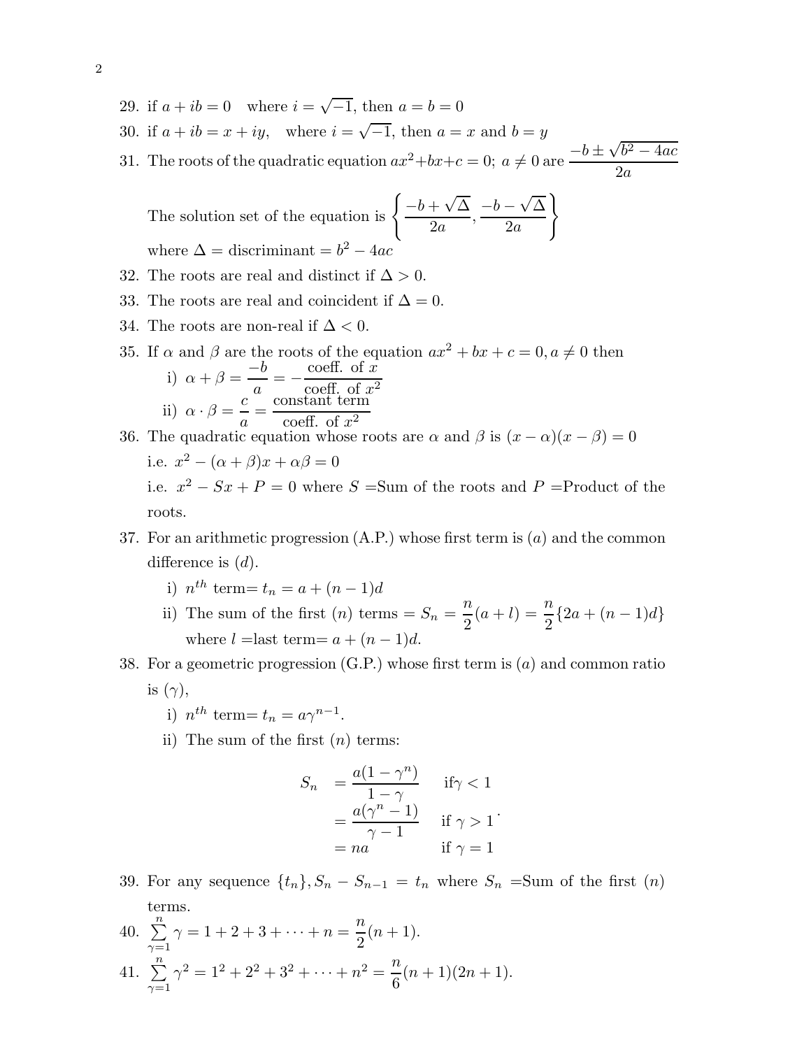29. if $a + ib = 0$ where $i = \sqrt{-1}$, then $a = b = 0$
30. if $a + ib = x + iy$, where $i = \sqrt{-1}$, then $a = x$ and $b = y$
31. The roots of the quadratic equation $ax^2+bx+c = 0;\ a \neq 0$ are $\dfrac{-b \pm \sqrt{b^2 - 4ac}}{2a}$

    The solution set of the equation is $\left\{ \dfrac{-b + \sqrt{\Delta}}{2a}, \dfrac{-b - \sqrt{\Delta}}{2a} \right\}$

    where $\Delta =$ discriminant $= b^2 - 4ac$
32. The roots are real and distinct if $\Delta > 0$.
33. The roots are real and coincident if $\Delta = 0$.
34. The roots are non-real if $\Delta < 0$.
35. If $\alpha$ and $\beta$ are the roots of the equation $ax^2 + bx + c = 0, a \neq 0$ then
    i) $\alpha + \beta = \dfrac{-b}{a} = -\dfrac{\text{coeff. of } x}{\text{coeff. of } x^2}$
    ii) $\alpha \cdot \beta = \dfrac{c}{a} = \dfrac{\text{constant term}}{\text{coeff. of } x^2}$
36. The quadratic equation whose roots are $\alpha$ and $\beta$ is $(x - \alpha)(x - \beta) = 0$

    i.e. $x^2 - (\alpha + \beta)x + \alpha\beta = 0$

    i.e. $x^2 - Sx + P = 0$ where $S =$Sum of the roots and $P =$Product of the roots.
37. For an arithmetic progression (A.P.) whose first term is $(a)$ and the common difference is $(d)$.
    i) $n^{th}$ term$= t_n = a + (n - 1)d$
    ii) The sum of the first $(n)$ terms $= S_n = \dfrac{n}{2}(a + l) = \dfrac{n}{2}\{2a + (n - 1)d\}$ where $l =$last term$= a + (n - 1)d$.
38. For a geometric progression (G.P.) whose first term is $(a)$ and common ratio is $(\gamma)$,
    i) $n^{th}$ term$= t_n = a\gamma^{n-1}$.
    ii) The sum of the first $(n)$ terms:

$$
\begin{aligned}
S_n &= \frac{a(1 - \gamma^n)}{1 - \gamma} && \text{if} \gamma < 1 \\
&= \frac{a(\gamma^n - 1)}{\gamma - 1} && \text{if } \gamma > 1 \\
&= na && \text{if } \gamma = 1
\end{aligned}.
$$

39. For any sequence $\{t_n\}, S_n - S_{n-1} = t_n$ where $S_n =$Sum of the first $(n)$ terms.
40. $\sum\limits_{\gamma=1}^{n} \gamma = 1 + 2 + 3 + \cdots + n = \dfrac{n}{2}(n + 1)$.
41. $\sum\limits_{\gamma=1}^{n} \gamma^2 = 1^2 + 2^2 + 3^2 + \cdots + n^2 = \dfrac{n}{6}(n + 1)(2n + 1)$.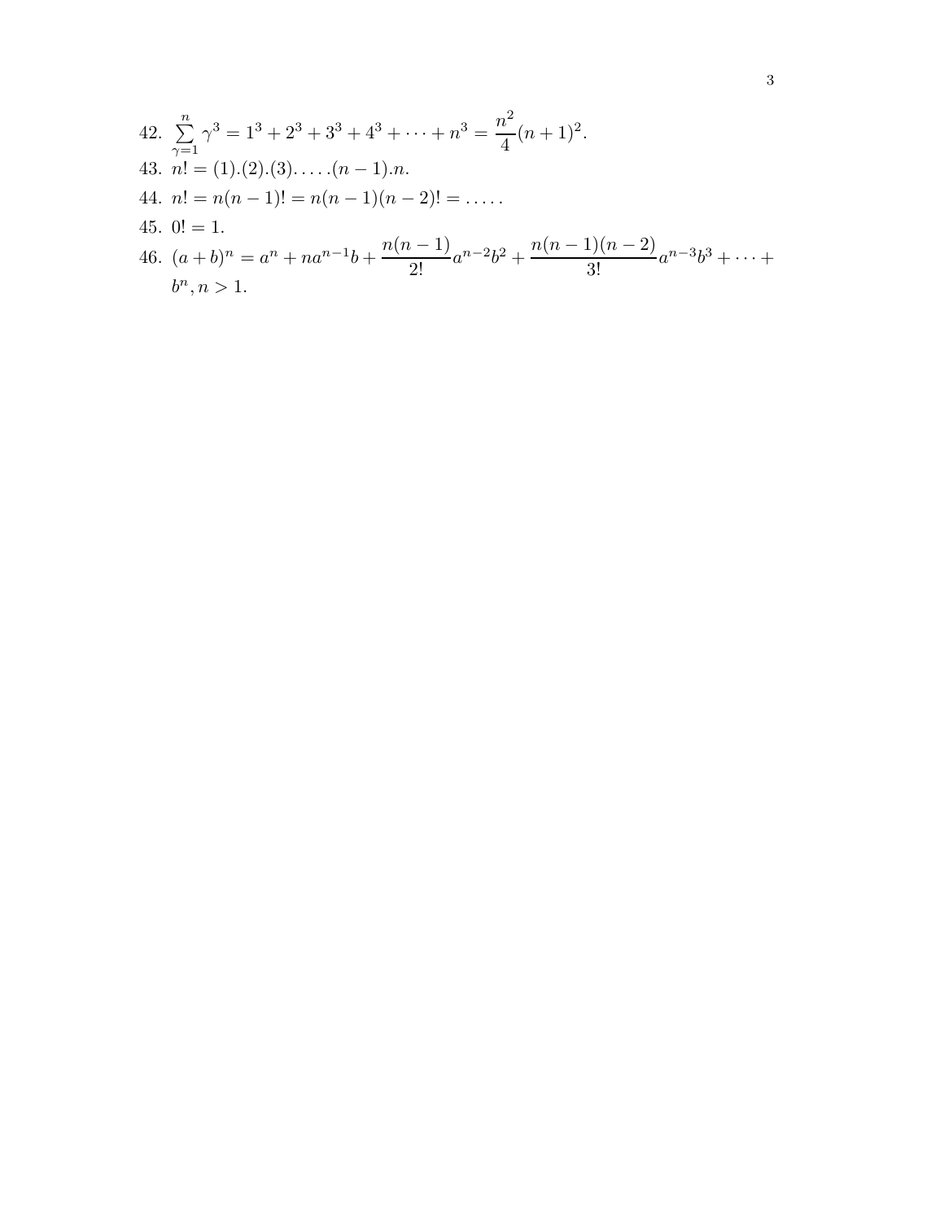42. $\sum_{\gamma=1}^{n} \gamma^3 = 1^3 + 2^3 + 3^3 + 4^3 + \cdots + n^3 = \frac{n^2}{4}(n+1)^2$.

43. $n! = (1).(2).(3).\ldots.(n-1).n$.

44. $n! = n(n-1)! = n(n-1)(n-2)! = \ldots$.

45. $0! = 1$.

46. $(a+b)^n = a^n + na^{n-1}b + \frac{n(n-1)}{2!}a^{n-2}b^2 + \frac{n(n-1)(n-2)}{3!}a^{n-3}b^3 + \cdots + b^n, n > 1$.